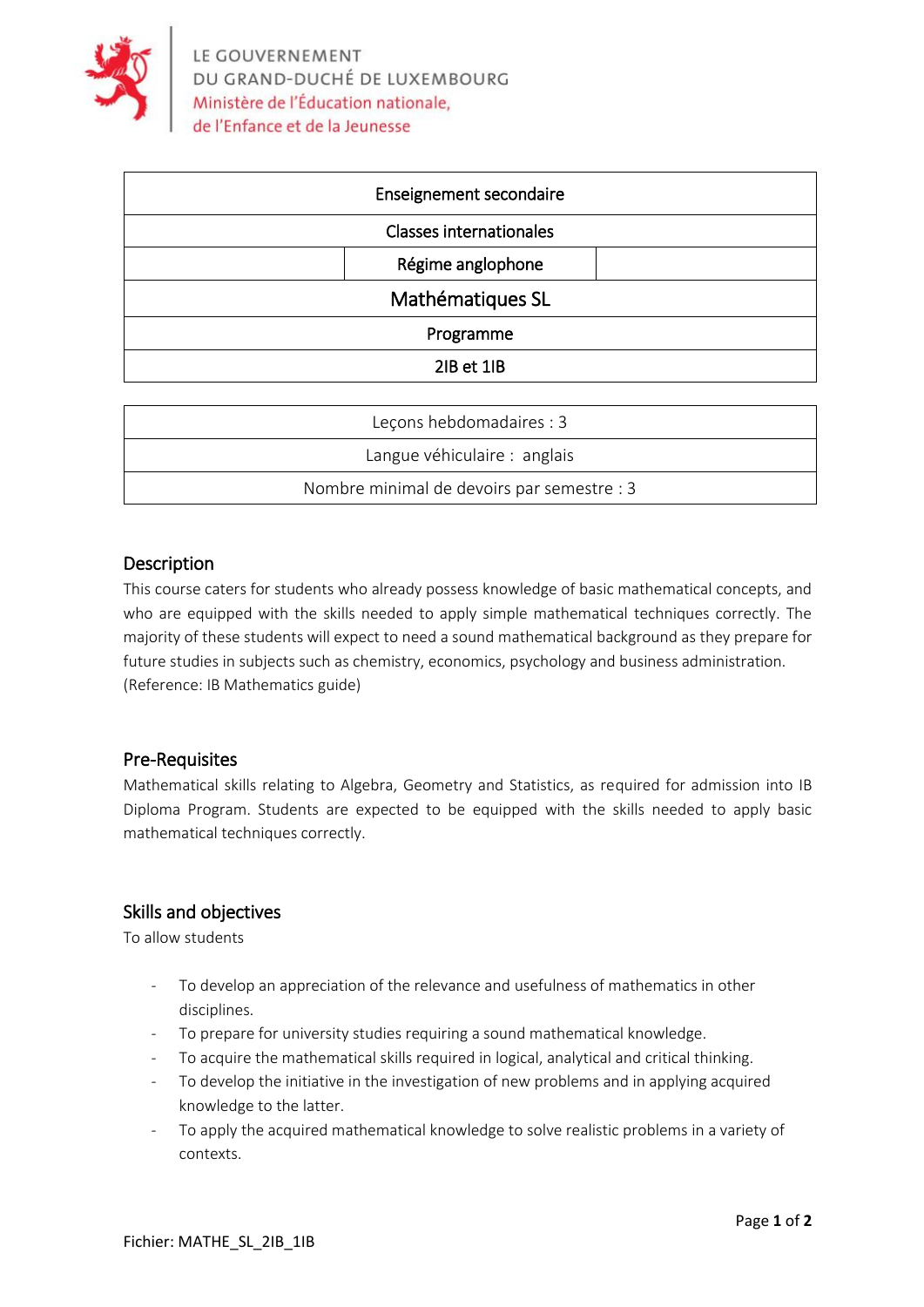LE GOUVERNEMENT
DU GRAND-DUCHÉ DE LUXEMBOURG
Ministère de l'Éducation nationale,
de l'Enfance et de la Jeunesse

| Enseignement secondaire | | |
|---|---|---|
| Classes internationales | | |
| | Régime anglophone | |
| Mathématiques SL | | |
| Programme | | |
| 2IB et 1IB | | |

| Leçons hebdomadaires : 3 |
|---|
| Langue véhiculaire : anglais |
| Nombre minimal de devoirs par semestre : 3 |

## Description

This course caters for students who already possess knowledge of basic mathematical concepts, and who are equipped with the skills needed to apply simple mathematical techniques correctly. The majority of these students will expect to need a sound mathematical background as they prepare for future studies in subjects such as chemistry, economics, psychology and business administration. (Reference: IB Mathematics guide)

## Pre-Requisites

Mathematical skills relating to Algebra, Geometry and Statistics, as required for admission into IB Diploma Program. Students are expected to be equipped with the skills needed to apply basic mathematical techniques correctly.

## Skills and objectives

To allow students

- To develop an appreciation of the relevance and usefulness of mathematics in other disciplines.
- To prepare for university studies requiring a sound mathematical knowledge.
- To acquire the mathematical skills required in logical, analytical and critical thinking.
- To develop the initiative in the investigation of new problems and in applying acquired knowledge to the latter.
- To apply the acquired mathematical knowledge to solve realistic problems in a variety of contexts.

Fichier: MATHE_SL_2IB_1IB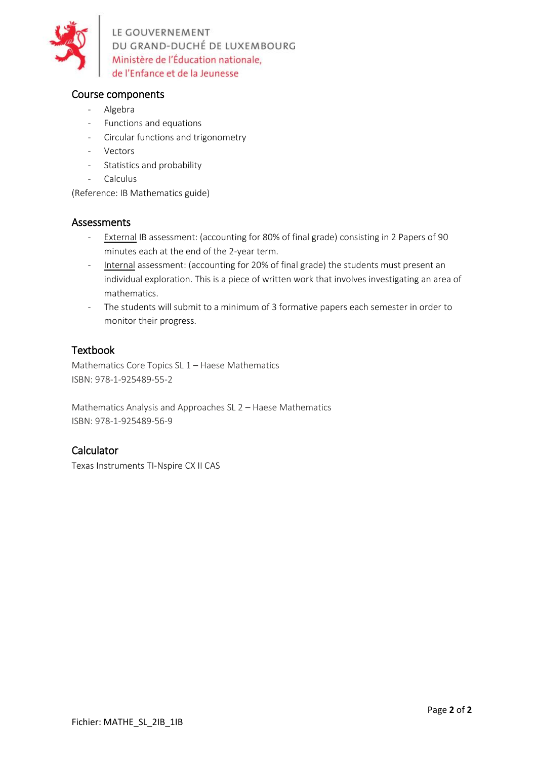## Course components

- Algebra
- Functions and equations
- Circular functions and trigonometry
- Vectors
- Statistics and probability
- Calculus

(Reference: IB Mathematics guide)

## Assessments

- External IB assessment: (accounting for 80% of final grade) consisting in 2 Papers of 90 minutes each at the end of the 2-year term.
- Internal assessment: (accounting for 20% of final grade) the students must present an individual exploration. This is a piece of written work that involves investigating an area of mathematics.
- The students will submit to a minimum of 3 formative papers each semester in order to monitor their progress.

## Textbook

Mathematics Core Topics SL 1 – Haese Mathematics
ISBN: 978-1-925489-55-2

Mathematics Analysis and Approaches SL 2 – Haese Mathematics
ISBN: 978-1-925489-56-9

## Calculator

Texas Instruments TI-Nspire CX II CAS